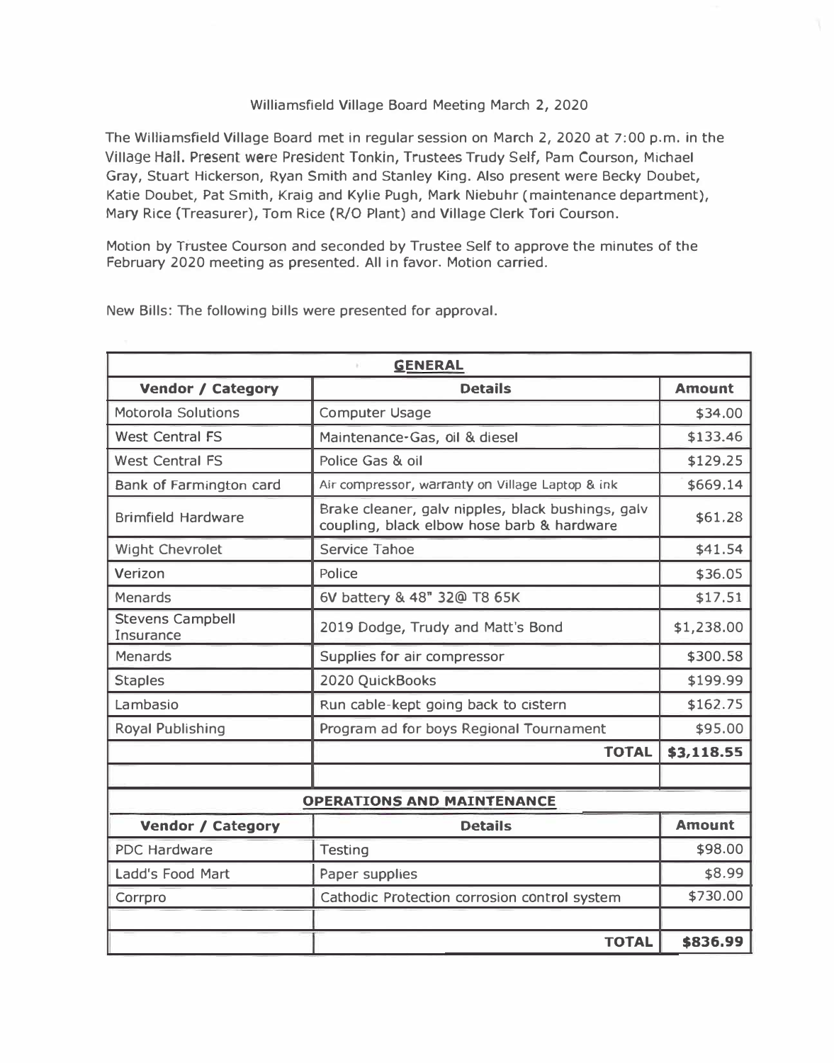# Williamsfield Village Board Meeting March 2, 2020

The Williamsfield Village Board met in regular session on March 2, 2020 at 7:00 p.m. in the Village Hall. Present were President Tonkin, Trustees Trudy Self, Pam Courson, Michael Gray, Stuart Hickerson, Ryan Smith and Stanley King. Also present were Becky Doubet, Katie Doubet, Pat Smith, Kraig and Kylie Pugh, Mark Niebuhr (maintenance department), Mary Rice (Treasurer), Tom Rice (R/O Plant) and Village Clerk Tori Courson.

Motion by Trustee Courson and seconded by Trustee Self to approve the minutes of the February 2020 meeting as presented. All in favor. Motion carried.

New Bills: The following bills were presented for approval.

| **GENERAL** | | |
|---|---|---|
| **Vendor / Category** | **Details** | **Amount** |
| Motorola Solutions | Computer Usage | $34.00 |
| West Central FS | Maintenance-Gas, oil & diesel | $133.46 |
| West Central FS | Police Gas & oil | $129.25 |
| Bank of Farmington card | Air compressor, warranty on Village Laptop & ink | $669.14 |
| Brimfield Hardware | Brake cleaner, galv nipples, black bushings, galv coupling, black elbow hose barb & hardware | $61.28 |
| Wight Chevrolet | Service Tahoe | $41.54 |
| Verizon | Police | $36.05 |
| Menards | 6V battery & 48" 32@ T8 65K | $17.51 |
| Stevens Campbell Insurance | 2019 Dodge, Trudy and Matt's Bond | $1,238.00 |
| Menards | Supplies for air compressor | $300.58 |
| Staples | 2020 QuickBooks | $199.99 |
| Lambasio | Run cable-kept going back to cistern | $162.75 |
| Royal Publishing | Program ad for boys Regional Tournament | $95.00 |
| | **TOTAL** | **$3,118.55** |

| **OPERATIONS AND MAINTENANCE** | | |
|---|---|---|
| **Vendor / Category** | **Details** | **Amount** |
| PDC Hardware | Testing | $98.00 |
| Ladd's Food Mart | Paper supplies | $8.99 |
| Corrpro | Cathodic Protection corrosion control system | $730.00 |
| | | |
| | **TOTAL** | **$836.99** |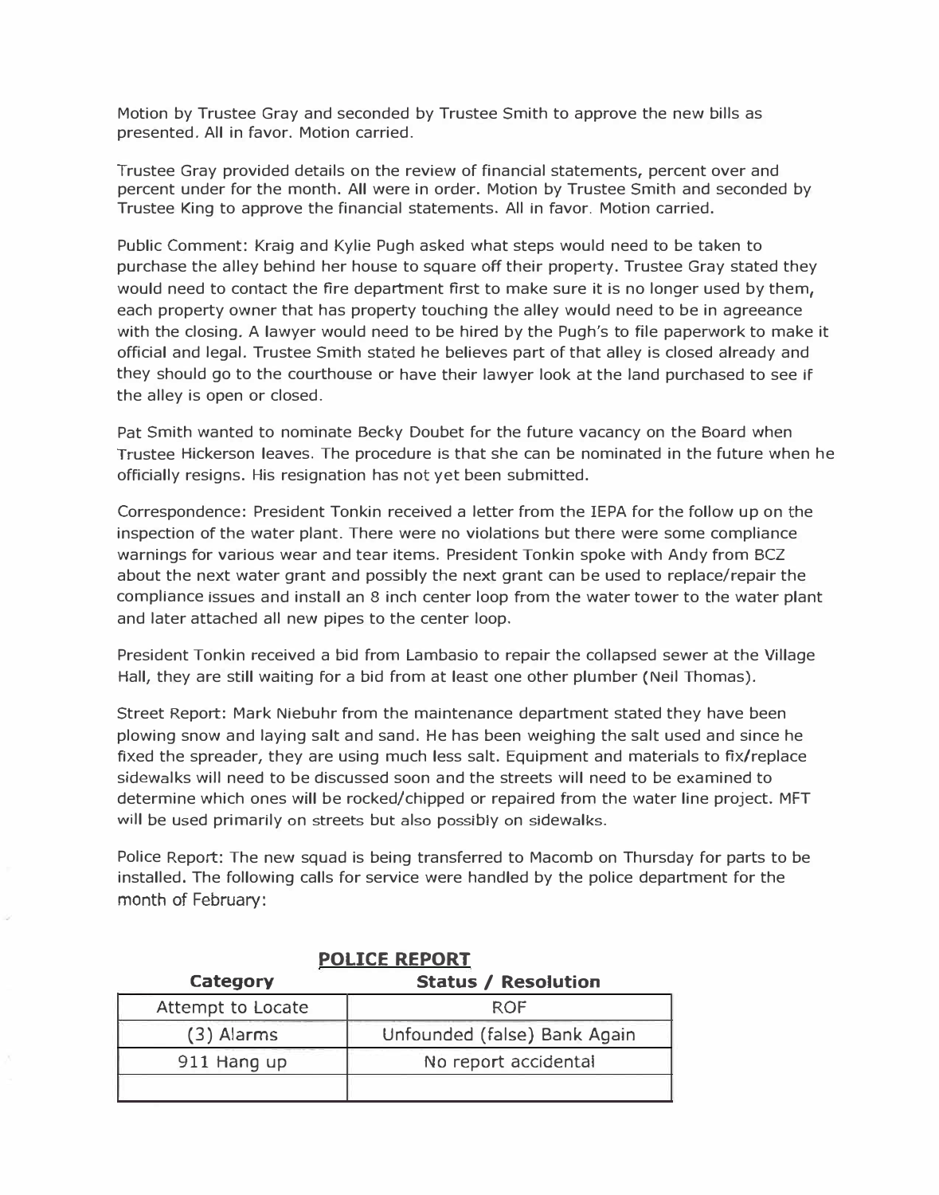Motion by Trustee Gray and seconded by Trustee Smith to approve the new bills as presented. All in favor. Motion carried.

Trustee Gray provided details on the review of financial statements, percent over and percent under for the month. All were in order. Motion by Trustee Smith and seconded by Trustee King to approve the financial statements. All in favor. Motion carried.

Public Comment: Kraig and Kylie Pugh asked what steps would need to be taken to purchase the alley behind her house to square off their property. Trustee Gray stated they would need to contact the fire department first to make sure it is no longer used by them, each property owner that has property touching the alley would need to be in agreeance with the closing. A lawyer would need to be hired by the Pugh's to file paperwork to make it official and legal. Trustee Smith stated he believes part of that alley is closed already and they should go to the courthouse or have their lawyer look at the land purchased to see if the alley is open or closed.

Pat Smith wanted to nominate Becky Doubet for the future vacancy on the Board when Trustee Hickerson leaves. The procedure is that she can be nominated in the future when he officially resigns. His resignation has not yet been submitted.

Correspondence: President Tonkin received a letter from the IEPA for the follow up on the inspection of the water plant. There were no violations but there were some compliance warnings for various wear and tear items. President Tonkin spoke with Andy from BCZ about the next water grant and possibly the next grant can be used to replace/repair the compliance issues and install an 8 inch center loop from the water tower to the water plant and later attached all new pipes to the center loop.

President Tonkin received a bid from Lambasio to repair the collapsed sewer at the Village Hall, they are still waiting for a bid from at least one other plumber (Neil Thomas).

Street Report: Mark Niebuhr from the maintenance department stated they have been plowing snow and laying salt and sand. He has been weighing the salt used and since he fixed the spreader, they are using much less salt. Equipment and materials to fix/replace sidewalks will need to be discussed soon and the streets will need to be examined to determine which ones will be rocked/chipped or repaired from the water line project. MFT will be used primarily on streets but also possibly on sidewalks.

Police Report: The new squad is being transferred to Macomb on Thursday for parts to be installed. The following calls for service were handled by the police department for the month of February:

**POLICE REPORT**

| Category | Status / Resolution |
|---|---|
| Attempt to Locate | ROF |
| (3) Alarms | Unfounded (false) Bank Again |
| 911 Hang up | No report accidental |
| | |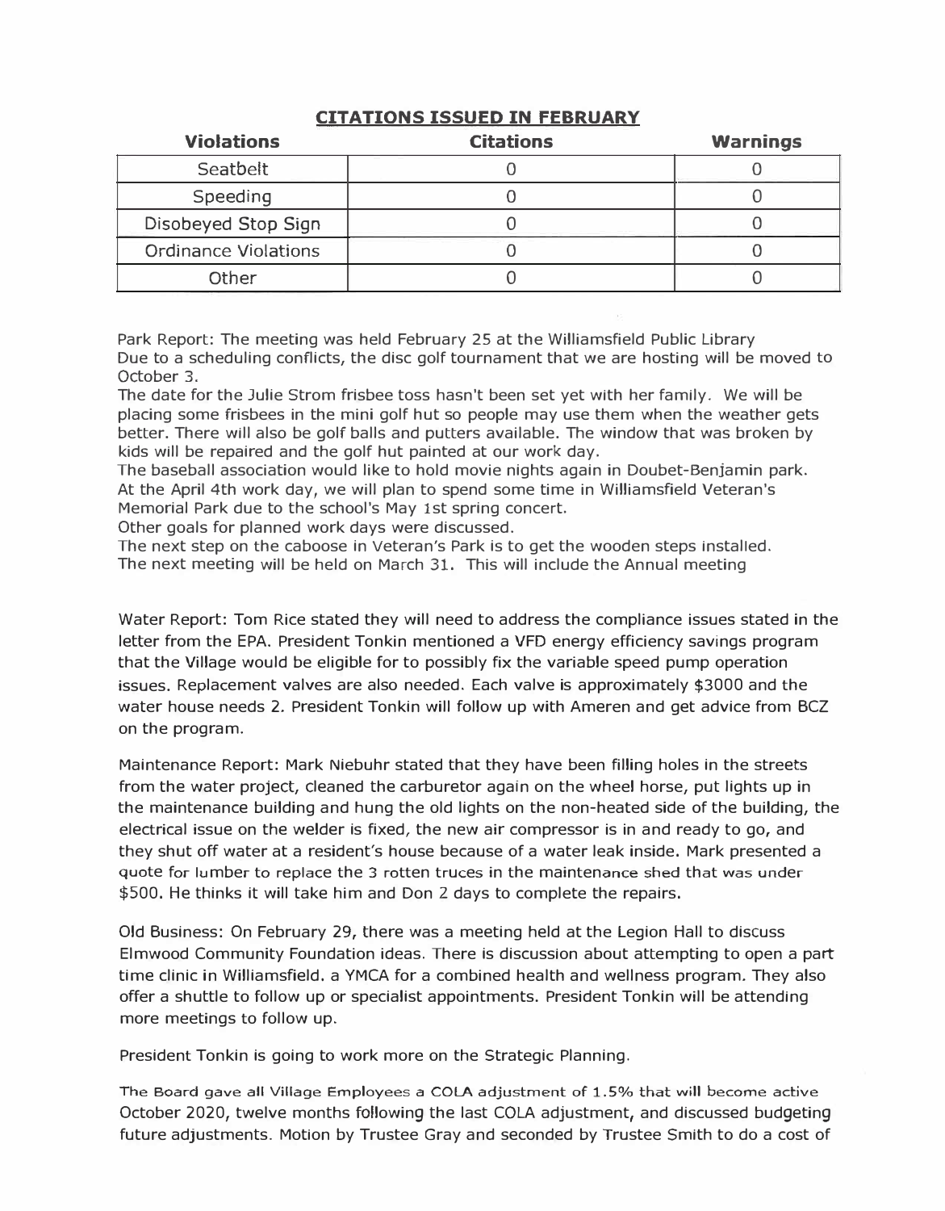## CITATIONS ISSUED IN FEBRUARY

| Violations | Citations | Warnings |
|---|---|---|
| Seatbelt | 0 | 0 |
| Speeding | 0 | 0 |
| Disobeyed Stop Sign | 0 | 0 |
| Ordinance Violations | 0 | 0 |
| Other | 0 | 0 |

Park Report: The meeting was held February 25 at the Williamsfield Public Library
Due to a scheduling conflicts, the disc golf tournament that we are hosting will be moved to October 3.
The date for the Julie Strom frisbee toss hasn't been set yet with her family. We will be placing some frisbees in the mini golf hut so people may use them when the weather gets better. There will also be golf balls and putters available. The window that was broken by kids will be repaired and the golf hut painted at our work day.
The baseball association would like to hold movie nights again in Doubet-Benjamin park.
At the April 4th work day, we will plan to spend some time in Williamsfield Veteran's Memorial Park due to the school's May 1st spring concert.
Other goals for planned work days were discussed.
The next step on the caboose in Veteran's Park is to get the wooden steps installed.
The next meeting will be held on March 31. This will include the Annual meeting

Water Report: Tom Rice stated they will need to address the compliance issues stated in the letter from the EPA. President Tonkin mentioned a VFD energy efficiency savings program that the Village would be eligible for to possibly fix the variable speed pump operation issues. Replacement valves are also needed. Each valve is approximately $3000 and the water house needs 2. President Tonkin will follow up with Ameren and get advice from BCZ on the program.

Maintenance Report: Mark Niebuhr stated that they have been filling holes in the streets from the water project, cleaned the carburetor again on the wheel horse, put lights up in the maintenance building and hung the old lights on the non-heated side of the building, the electrical issue on the welder is fixed, the new air compressor is in and ready to go, and they shut off water at a resident's house because of a water leak inside. Mark presented a quote for lumber to replace the 3 rotten truces in the maintenance shed that was under $500. He thinks it will take him and Don 2 days to complete the repairs.

Old Business: On February 29, there was a meeting held at the Legion Hall to discuss Elmwood Community Foundation ideas. There is discussion about attempting to open a part time clinic in Williamsfield. a YMCA for a combined health and wellness program. They also offer a shuttle to follow up or specialist appointments. President Tonkin will be attending more meetings to follow up.

President Tonkin is going to work more on the Strategic Planning.

The Board gave all Village Employees a COLA adjustment of 1.5% that will become active October 2020, twelve months following the last COLA adjustment, and discussed budgeting future adjustments. Motion by Trustee Gray and seconded by Trustee Smith to do a cost of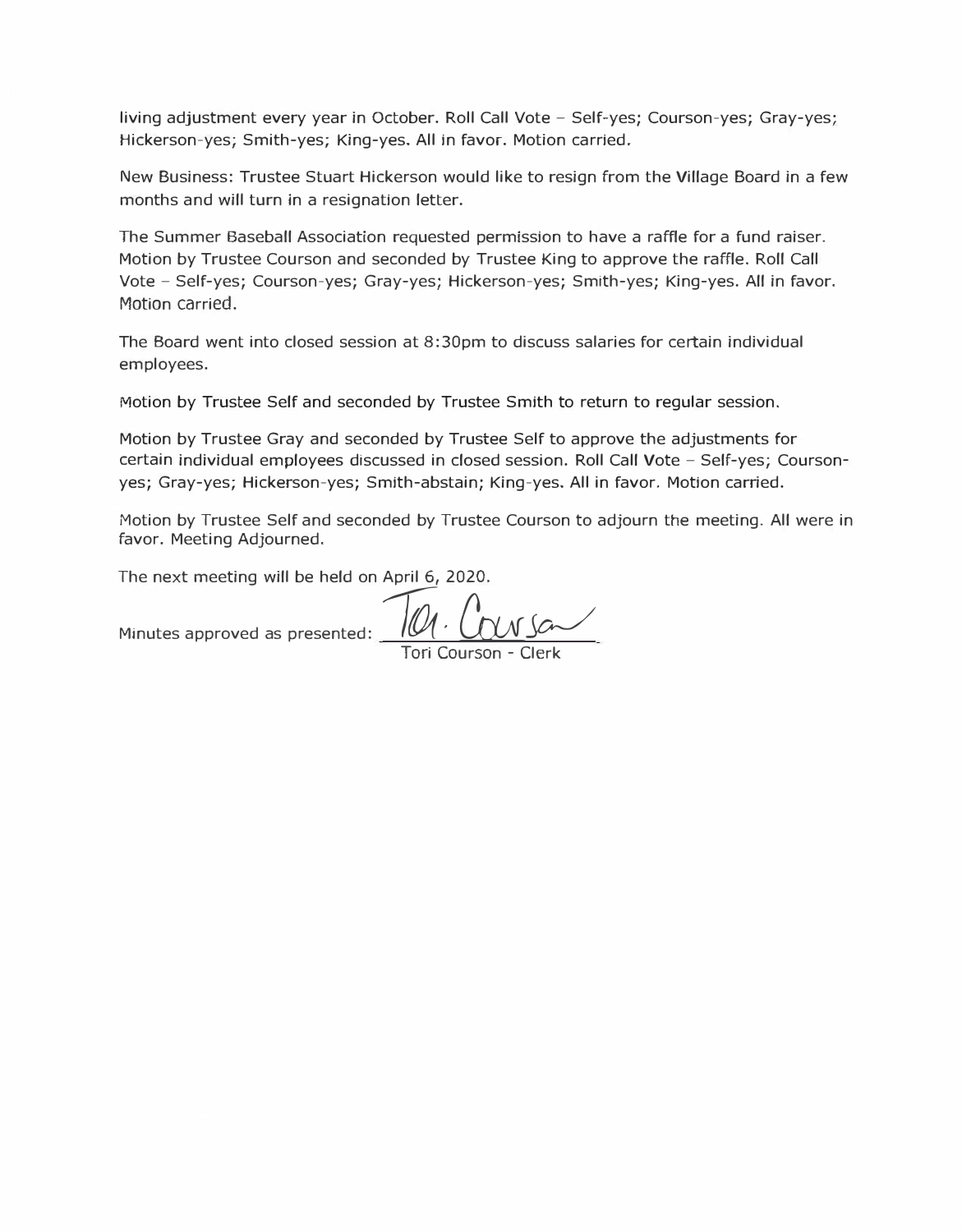living adjustment every year in October. Roll Call Vote – Self-yes; Courson-yes; Gray-yes; Hickerson-yes; Smith-yes; King-yes. All in favor. Motion carried.

New Business: Trustee Stuart Hickerson would like to resign from the Village Board in a few months and will turn in a resignation letter.

The Summer Baseball Association requested permission to have a raffle for a fund raiser. Motion by Trustee Courson and seconded by Trustee King to approve the raffle. Roll Call Vote – Self-yes; Courson-yes; Gray-yes; Hickerson-yes; Smith-yes; King-yes. All in favor. Motion carried.

The Board went into closed session at 8:30pm to discuss salaries for certain individual employees.

Motion by Trustee Self and seconded by Trustee Smith to return to regular session.

Motion by Trustee Gray and seconded by Trustee Self to approve the adjustments for certain individual employees discussed in closed session. Roll Call Vote – Self-yes; Courson-yes; Gray-yes; Hickerson-yes; Smith-abstain; King-yes. All in favor. Motion carried.

Motion by Trustee Self and seconded by Trustee Courson to adjourn the meeting. All were in favor. Meeting Adjourned.

The next meeting will be held on April 6, 2020.

Minutes approved as presented: ____________________

Tori Courson - Clerk